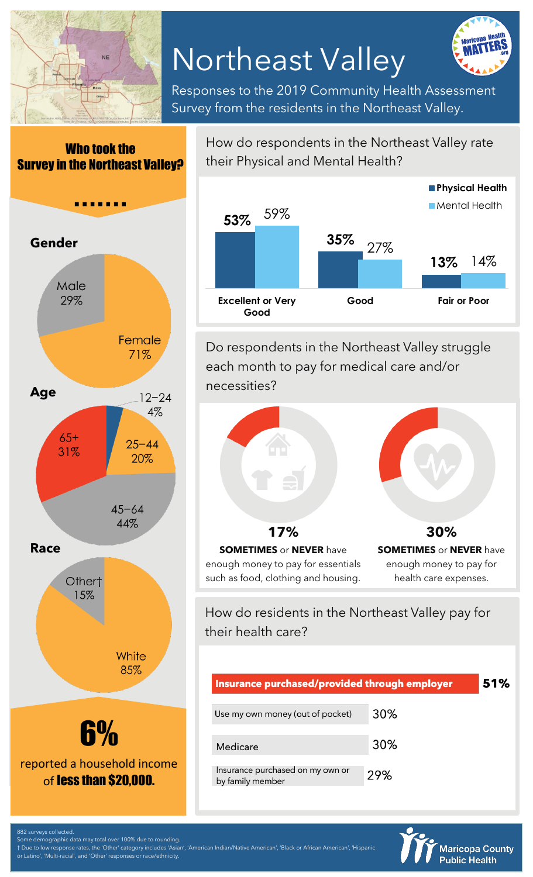# Northeast Valley

Responses to the 2019 Community Health Assessment Survey from the residents in the Northeast Valley.

## Who took the Survey in the Northeast Valley?

### Gender

| Gender | Percent |
|---|---|
| Male | 29% |
| Female | 71% |

### Age

| Age | Percent |
|---|---|
| 12–24 | 4% |
| 25–44 | 20% |
| 45–64 | 44% |
| 65+ | 31% |

### Race

| Race | Percent |
|---|---|
| Other† | 15% |
| White | 85% |

**6%** reported a household income of **less than $20,000.**

## How do respondents in the Northeast Valley rate their Physical and Mental Health?

| | Physical Health | Mental Health |
|---|---|---|
| Excellent or Very Good | 53% | 59% |
| Good | 35% | 27% |
| Fair or Poor | 13% | 14% |

## Do respondents in the Northeast Valley struggle each month to pay for medical care and/or necessities?

**17%** **SOMETIMES** or **NEVER** have enough money to pay for essentials such as food, clothing and housing.

**30%** **SOMETIMES** or **NEVER** have enough money to pay for health care expenses.

## How do residents in the Northeast Valley pay for their health care?

| Payment method | Percent |
|---|---|
| Insurance purchased/provided through employer | 51% |
| Use my own money (out of pocket) | 30% |
| Medicare | 30% |
| Insurance purchased on my own or by family member | 29% |

882 surveys collected.
Some demographic data may total over 100% due to rounding.
† Due to low response rates, the 'Other' category includes 'Asian', 'American Indian/Native American', 'Black or African American', 'Hispanic or Latino', 'Multi-racial', and 'Other' responses or race/ethnicity.

Maricopa County Public Health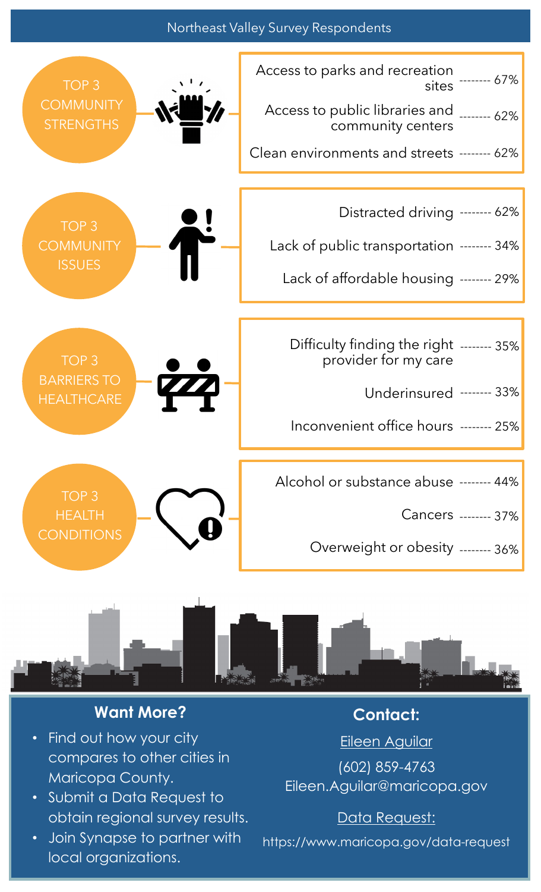## Northeast Valley Survey Respondents

### TOP 3 COMMUNITY STRENGTHS

- Access to parks and recreation sites -------- 67%
- Access to public libraries and community centers -------- 62%
- Clean environments and streets -------- 62%

### TOP 3 COMMUNITY ISSUES

- Distracted driving -------- 62%
- Lack of public transportation -------- 34%
- Lack of affordable housing -------- 29%

### TOP 3 BARRIERS TO HEALTHCARE

- Difficulty finding the right provider for my care -------- 35%
- Underinsured -------- 33%
- Inconvenient office hours -------- 25%

### TOP 3 HEALTH CONDITIONS

- Alcohol or substance abuse -------- 44%
- Cancers -------- 37%
- Overweight or obesity -------- 36%

**Want More?**

- Find out how your city compares to other cities in Maricopa County.
- Submit a Data Request to obtain regional survey results.
- Join Synapse to partner with local organizations.

**Contact:**

Eileen Aguilar

(602) 859-4763
Eileen.Aguilar@maricopa.gov

Data Request:

https://www.maricopa.gov/data-request